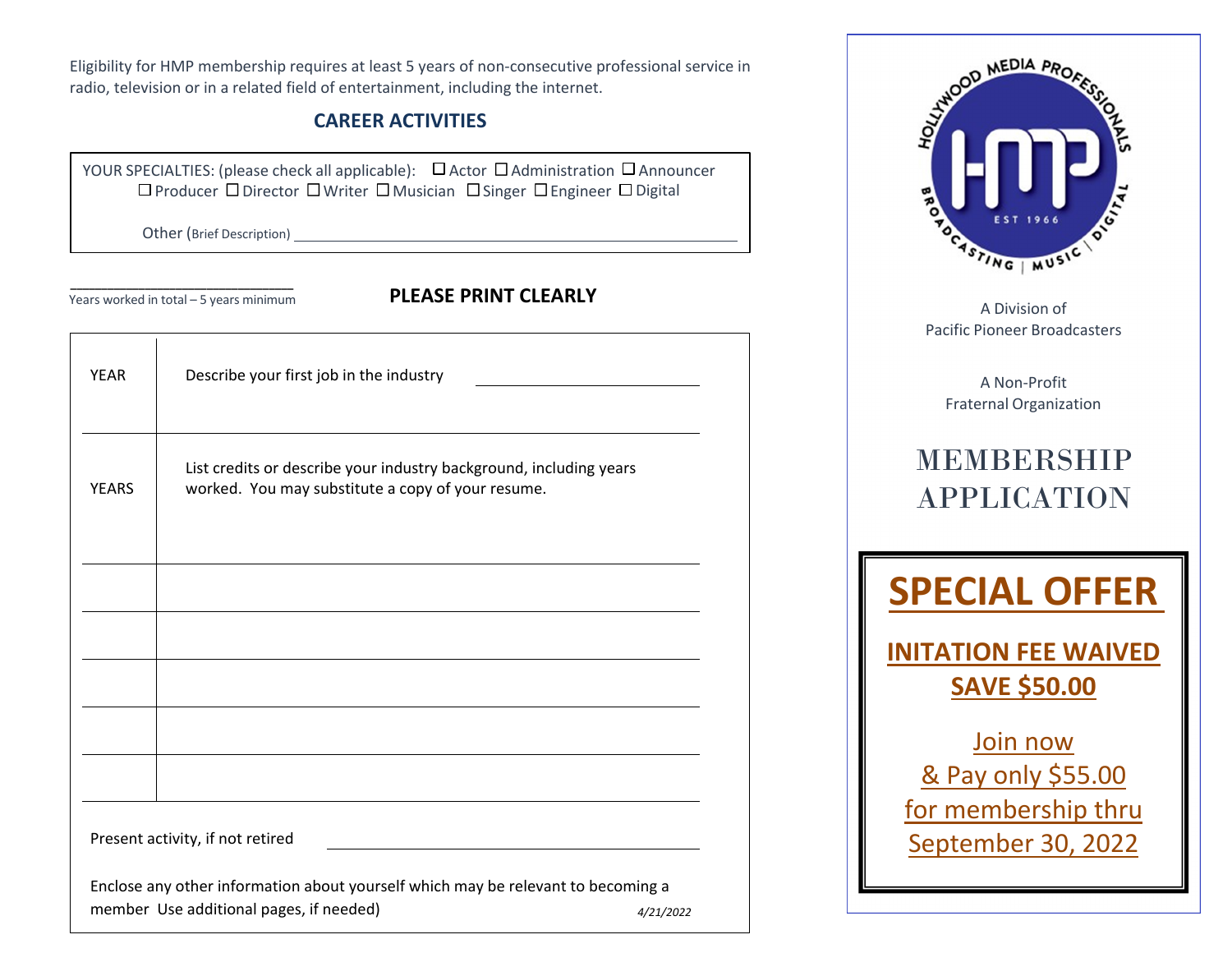Eligibility for HMP membership requires at least 5 years of non-consecutive professional service in radio, television or in a related field of entertainment, including the internet.

## CAREER ACTIVITIES

YOUR SPECIALTIES: (please check all applicable): ☐ Actor ☐ Administration ☐ Announcer ☐ Producer ☐ Director ☐ Writer ☐ Musician ☐ Singer ☐ Engineer ☐ Digital

Other (Brief Description) ____________________________________________

__________________________
Years worked in total – 5 years minimum

**PLEASE PRINT CLEARLY**

| | |
|---|---|
| YEAR | Describe your first job in the industry ____________________ |
| YEARS | List credits or describe your industry background, including years worked. You may substitute a copy of your resume. |
| | |
| | |
| | |
| | |
| | |

Present activity, if not retired ____________________________________

Enclose any other information about yourself which may be relevant to becoming a member Use additional pages, if needed)

*4/21/2022*

HOLLYWOOD MEDIA PROFESSIONALS
HMP
EST 1966
BROADCASTING | MUSIC | DIGITAL

A Division of
Pacific Pioneer Broadcasters

A Non-Profit
Fraternal Organization

# MEMBERSHIP APPLICATION

## SPECIAL OFFER

**INITATION FEE WAIVED**
**SAVE $50.00**

Join now
& Pay only $55.00
for membership thru
September 30, 2022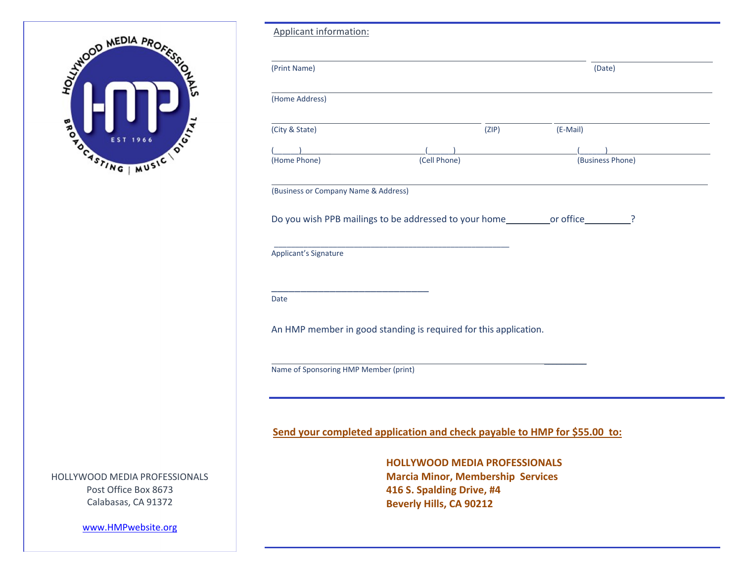HOLLYWOOD MEDIA PROFESSIONALS
Post Office Box 8673
Calabasas, CA 91372

www.HMPwebsite.org

Applicant information:

\_\_\_\_\_\_\_\_\_\_\_\_\_\_\_\_\_\_\_\_\_\_\_\_\_\_\_\_\_\_\_\_\_\_\_\_\_\_\_\_ \_\_\_\_\_\_\_\_\_\_\_\_\_\_\_\_
(Print Name) (Date)

\_\_\_\_\_\_\_\_\_\_\_\_\_\_\_\_\_\_\_\_\_\_\_\_\_\_\_\_\_\_\_\_\_\_\_\_\_\_\_\_\_\_\_\_\_\_\_\_\_\_\_\_\_\_\_\_
(Home Address)

\_\_\_\_\_\_\_\_\_\_\_\_\_\_\_\_\_\_\_\_\_\_\_\_\_\_ \_\_\_\_\_\_\_\_ \_\_\_\_\_\_\_\_\_\_\_\_\_\_\_\_\_\_\_\_
(City & State) (ZIP) (E-Mail)

(\_\_\_\_\_)\_\_\_\_\_\_\_\_\_\_\_\_\_\_\_\_ (\_\_\_\_\_)\_\_\_\_\_\_\_\_\_\_\_\_\_\_\_\_ (\_\_\_\_\_)\_\_\_\_\_\_\_\_\_\_\_\_\_\_\_\_
(Home Phone) (Cell Phone) (Business Phone)

\_\_\_\_\_\_\_\_\_\_\_\_\_\_\_\_\_\_\_\_\_\_\_\_\_\_\_\_\_\_\_\_\_\_\_\_\_\_\_\_\_\_\_\_\_\_\_\_\_\_\_\_\_\_\_\_
(Business or Company Name & Address)

Do you wish PPB mailings to be addressed to your home\_\_\_\_\_\_\_\_or office\_\_\_\_\_\_\_\_?

\_\_\_\_\_\_\_\_\_\_\_\_\_\_\_\_\_\_\_\_\_\_\_\_\_\_\_\_\_\_\_\_\_\_
Applicant's Signature

\_\_\_\_\_\_\_\_\_\_\_\_\_\_\_\_\_\_\_\_\_\_\_\_
Date

An HMP member in good standing is required for this application.

\_\_\_\_\_\_\_\_\_\_\_\_\_\_\_\_\_\_\_\_\_\_\_\_\_\_\_\_\_\_\_\_\_\_\_\_\_\_\_\_
Name of Sponsoring HMP Member (print)

**Send your completed application and check payable to HMP for $55.00 to:**

**HOLLYWOOD MEDIA PROFESSIONALS**
**Marcia Minor, Membership Services**
**416 S. Spalding Drive, #4**
**Beverly Hills, CA 90212**